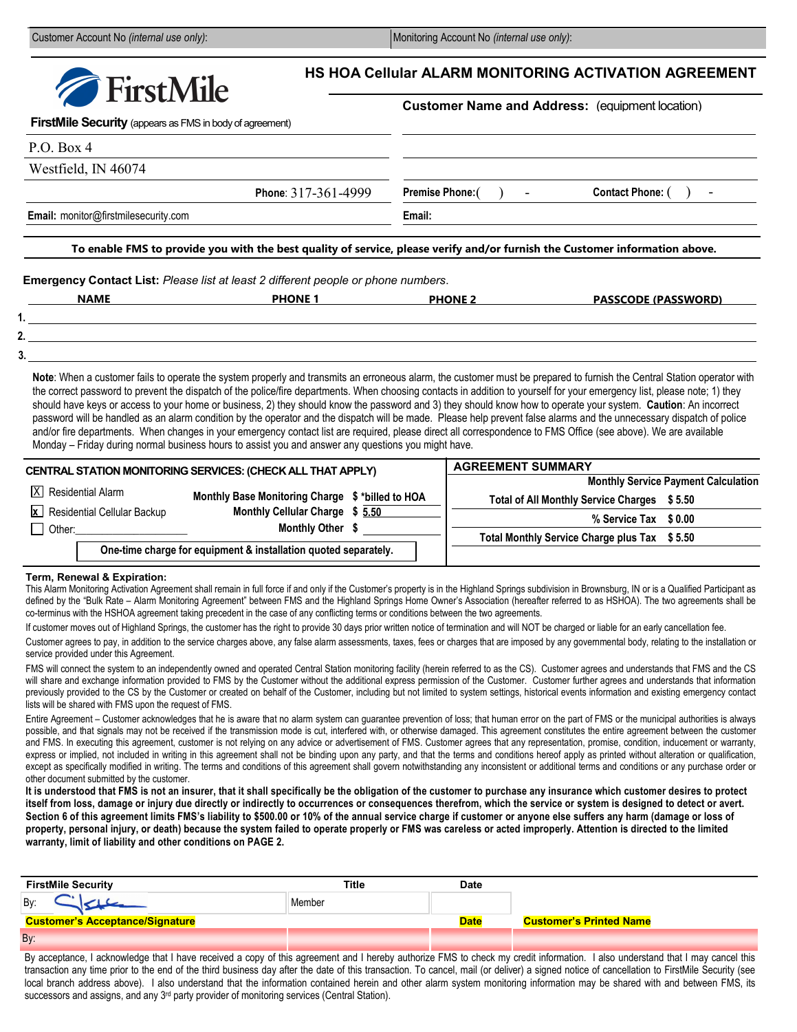| Customer Account No *(internal use only)*: | Monitoring Account No *(internal use only)*: |
|---|---|

# FirstMile

## HS HOA Cellular ALARM MONITORING ACTIVATION AGREEMENT

**FirstMile Security** (appears as FMS in body of agreement)

P.O. Box 4
Westfield, IN 46074

**Phone**: 317-361-4999

**Email:** monitor@firstmilesecurity.com

**Customer Name and Address:** (equipment location)

**Premise Phone:** ( ) - **Contact Phone:** ( ) -

**Email:**

**To enable FMS to provide you with the best quality of service, please verify and/or furnish the Customer information above.**

**Emergency Contact List:** *Please list at least 2 different people or phone numbers.*

| | NAME | PHONE 1 | PHONE 2 | PASSCODE (PASSWORD) |
|---|---|---|---|---|
| 1. | | | | |
| 2. | | | | |
| 3. | | | | |

**Note**: When a customer fails to operate the system properly and transmits an erroneous alarm, the customer must be prepared to furnish the Central Station operator with the correct password to prevent the dispatch of the police/fire departments. When choosing contacts in reference to yourself for your emergency list, please note; 1) they should have keys or access to your home or business, 2) they should know the password and 3) they should know how to operate your system. **Caution**: An incorrect password will be handled as an alarm condition by the operator and the dispatch will be made. Please help prevent false alarms and the unnecessary dispatch of police and/or fire departments. When changes in your emergency contact list are required, please direct all correspondence to FMS Office (see above). We are available Monday – Friday during normal business hours to assist you and answer any questions you might have.

**CENTRAL STATION MONITORING SERVICES: (CHECK ALL THAT APPLY)**

| | | |
|---|---|---|
| [X] Residential Alarm | **Monthly Base Monitoring Charge** | **$ *billed to HOA** |
| [x] Residential Cellular Backup | **Monthly Cellular Charge** | **$ 5.50** |
| [ ] Other:____________________ | **Monthly Other** | **$** |

**One-time charge for equipment & installation quoted separately.**

**AGREEMENT SUMMARY**

| Monthly Service Payment Calculation | |
|---|---|
| **Total of All Monthly Service Charges** | **$ 5.50** |
| **% Service Tax** | **$ 0.00** |
| **Total Monthly Service Charge plus Tax** | **$ 5.50** |

**Term, Renewal & Expiration:**

This Alarm Monitoring Activation Agreement shall remain in full force if and only if the Customer's property is in the Highland Springs subdivision in Brownsburg, IN or is a Qualified Participant as defined by the "Bulk Rate – Alarm Monitoring Agreement" between FMS and the Highland Springs Home Owner's Association (hereafter referred to as HSHOA). The two agreements shall be co-terminus with the HSHOA agreement taking precedent in the case of any conflicting terms or conditions between the two agreements.

If customer moves out of Highland Springs, the customer has the right to provide 30 days prior written notice of termination and will NOT be charged or liable for an early cancellation fee.

Customer agrees to pay, in addition to the service charges above, any false alarm assessments, taxes, fees or charges that are imposed by any governmental body, relating to the installation or service provided under this Agreement.

FMS will connect the system to an independently owned and operated Central Station monitoring facility (herein referred to as the CS). Customer agrees and understands that FMS and the CS will share and exchange information provided to FMS by the Customer without the additional express permission of the Customer. Customer further agrees and understands that information previously provided to the CS by the Customer or created on behalf of the Customer, including but not limited to system settings, historical events information and existing emergency contact lists will be shared with FMS upon the request of FMS.

Entire Agreement – Customer acknowledges that he is aware that no alarm system can guarantee prevention of loss; that human error on the part of FMS or the municipal authorities is always possible, and that signals may not be received if the transmission mode is cut, interfered with, or otherwise damaged. This agreement constitutes the entire agreement between the customer and FMS. In executing this agreement, customer is not relying on any advice or advertisement of FMS. Customer agrees that any representation, promise, condition, inducement or warranty, express or implied, not included in writing in this agreement shall not be binding upon any party, and that the terms and conditions hereof apply as printed without alteration or qualification, except as specifically modified in writing. The terms and conditions of this agreement shall govern notwithstanding any inconsistent or additional terms and conditions or any purchase order or other document submitted by the customer.

**It is understood that FMS is not an insurer, that it shall specifically be the obligation of the customer to purchase any insurance which customer desires to protect itself from loss, damage or injury due directly or indirectly to occurrences or consequences therefrom, which the service or system is designed to detect or avert. Section 6 of this agreement limits FMS's liability to $500.00 or 10% of the annual service charge if customer or anyone else suffers any harm (damage or loss of property, personal injury, or death) because the system failed to operate properly or FMS was careless or acted improperly. Attention is directed to the limited warranty, limit of liability and other conditions on PAGE 2.**

| FirstMile Security | Title | Date | |
|---|---|---|---|
| By: [signature] | Member | | |
| **Customer's Acceptance/Signature** | | **Date** | **Customer's Printed Name** |
| By: | | | |

By acceptance, I acknowledge that I have received a copy of this agreement and I hereby authorize FMS to check my credit information. I also understand that I may cancel this transaction any time prior to the end of the third business day after the date of this transaction. To cancel, mail (or deliver) a signed notice of cancellation to FirstMile Security (see local branch address above). I also understand that the information contained herein and other alarm system monitoring information may be shared with and between FMS, its successors and assigns, and any 3rd party provider of monitoring services (Central Station).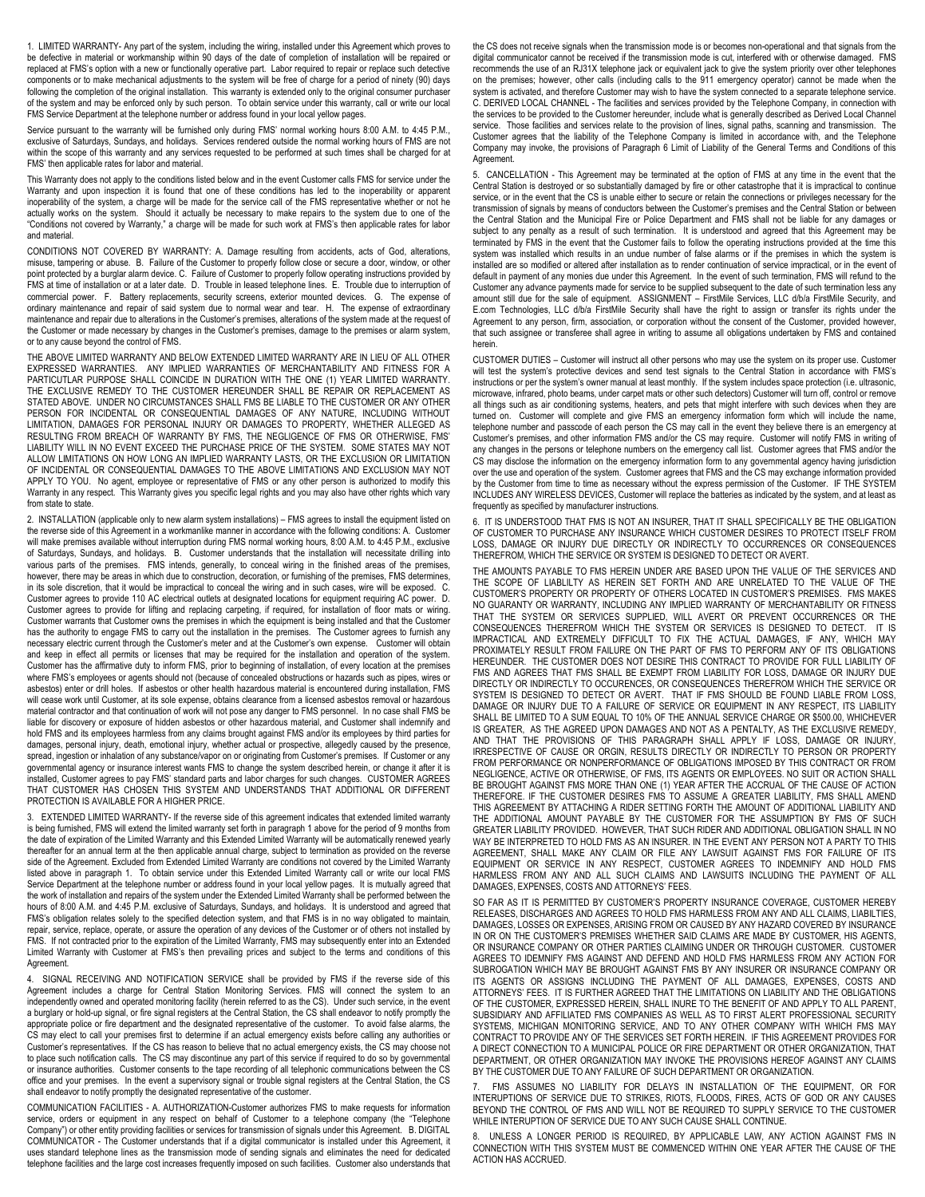1. LIMITED WARRANTY- Any part of the system, including the wiring, installed under this Agreement which proves to be defective in material or workmanship within 90 days of the date of completion of installation will be repaired or replaced at FMS's option with a new or functionally operative part. Labor required to repair or replace such defective components or to make mechanical adjustments to the system will be free of charge for a period of ninety (90) days following the completion of the original installation. This warranty is extended only to the original consumer purchaser of the system and may be enforced only by such person. To obtain service under this warranty, call or write our local FMS Service Department at the telephone number or address found in your local yellow pages.

Service pursuant to the warranty will be furnished only during FMS' normal working hours 8:00 A.M. to 4:45 P.M., exclusive of Saturdays, Sundays, and holidays. Services rendered outside the normal working hours of FMS are not within the scope of this warranty and any services requested to be performed at such times shall be charged for at FMS' then applicable rates for labor and material.

This Warranty does not apply to the conditions listed below and in the event Customer calls FMS for service under the Warranty and upon inspection it is found that one of these conditions has led to the inoperability or apparent inoperability of the system, a charge will be made for the service call of the FMS representative whether or not he actually works on the system. Should it actually be necessary to make repairs to the system due to one of the "Conditions not covered by Warranty," a charge will be made for such work at FMS's then applicable rates for labor and material.

CONDITIONS NOT COVERED BY WARRANTY: A. Damage resulting from accidents, acts of God, alterations, misuse, tampering or abuse. B. Failure of the Customer to properly follow close or secure a door, window, or other point protected by a burglar alarm device. C. Failure of Customer to properly follow operating instructions provided by FMS at time of installation or at a later date. D. Trouble in leased telephone lines. E. Trouble due to interruption of commercial power. F. Battery replacements, security screens, exterior mounted devices. G. The expense of ordinary maintenance and repair of said system due to normal wear and tear. H. The expense of extraordinary maintenance and repair due to alterations in the Customer's premises, alterations of the system made at the request of the Customer or made necessary by changes in the Customer's premises, damage to the premises or alarm system, or to any cause beyond the control of FMS.

THE ABOVE LIMITED WARRANTY AND BELOW EXTENDED LIMITED WARRANTY ARE IN LIEU OF ALL OTHER EXPRESSED WARRANTIES. ANY IMPLIED WARRANTIES OF MERCHANTABILITY AND FITNESS FOR A PARTICULAR PURPOSE SHALL COINCIDE IN DURATION WITH THE ONE (1) YEAR LIMITED WARRANTY. THE EXCLUSIVE REMEDY TO THE CUSTOMER HEREUNDER SHALL BE REPAIR OR REPLACEMENT AS STATED ABOVE. UNDER NO CIRCUMSTANCES SHALL FMS BE LIABLE TO THE CUSTOMER OR ANY OTHER PERSON FOR INCIDENTAL OR CONSEQUENTIAL DAMAGES OF ANY NATURE, INCLUDING WITHOUT LIMITATION, DAMAGES FOR PERSONAL INJURY OR DAMAGES TO PROPERTY, WHETHER ALLEGED AS RESULTING FROM BREACH OF WARRANTY BY FMS, THE NEGLIGENCE OF FMS OR OTHERWISE, FMS' LIABILITY WILL IN NO EVENT EXCEED THE PURCHASE PRICE OF THE SYSTEM. SOME STATES MAY NOT ALLOW LIMITATIONS ON HOW LONG AN IMPLIED WARRANTY LASTS, OR THE EXCLUSION OR LIMITATION OF INCIDENTAL OR CONSEQUENTIAL DAMAGES TO THE ABOVE LIMITATIONS AND EXCLUSION MAY NOT APPLY TO YOU. No agent, employee or representative of FMS or any other person is authorized to modify this Warranty in any respect. This Warranty gives you specific legal rights and you may also have other rights which vary from state to state.

2. INSTALLATION (applicable only to new alarm system installations) – FMS agrees to install the equipment listed on the reverse side of this Agreement in a workmanlike manner in accordance with the following conditions: A. Customer will make premises available without interruption during FMS normal working hours, 8:00 A.M. to 4:45 P.M., exclusive of Saturdays, Sundays, and holidays. B. Customer understands that the installation will necessitate drilling into various parts of the premises. FMS intends, generally, to conceal wiring in the finished areas of the premises, however, there may be areas in which due to construction, decoration, or furnishing of the premises, FMS determines, in its sole discretion, that it would be impractical to conceal the wiring and in such cases, wire will be exposed. C. Customer agrees to provide 110 AC electrical outlets at designated locations for equipment requiring AC power. D. Customer agrees to provide for lifting and replacing carpeting, if required, for installation of floor mats or wiring. Customer warrants that Customer owns the premises in which the equipment is being installed and that the Customer has the authority to engage FMS to carry out the installation in the premises. The Customer agrees to furnish any necessary electric current through the Customer's meter and at the Customer's own expense. Customer will obtain and keep in effect all permits or licenses that may be required for the installation and operation of the system. Customer has the affirmative duty to inform FMS, prior to beginning of installation, of every location at the premises where FMS's employees or agents should not (because of concealed obstructions or hazards such as pipes, wires or asbestos) enter or drill holes. If asbestos or other health hazardous material is encountered during installation, FMS will cease work until Customer, at its sole expense, obtains clearance from a licensed asbestos removal or hazardous material contractor and that continuation of work will not pose any danger to FMS personnel. In no case shall FMS be liable for discovery or exposure of hidden asbestos or other hazardous material, and Customer shall indemnify and hold FMS and its employees harmless from any claims brought against FMS and/or its employees by third parties for damages, personal injury, death, emotional injury, whether actual or prospective, allegedly caused by the presence, spread, ingestion or inhalation of any substance/vapor on or originating from Customer's premises. If Customer or any governmental agency or insurance interest wants FMS to change the system described herein, or change it after it is installed, Customer agrees to pay FMS' standard parts and labor charges for such changes. CUSTOMER AGREES THAT CUSTOMER HAS CHOSEN THIS SYSTEM AND UNDERSTANDS THAT ADDITIONAL OR DIFFERENT PROTECTION IS AVAILABLE FOR A HIGHER PRICE.

3. EXTENDED LIMITED WARRANTY- If the reverse side of this agreement indicates that extended limited warranty is being furnished, FMS will extend the limited warranty set forth in paragraph 1 above for the period of 9 months from the date of expiration of the Limited Warranty and this Extended Limited Warranty will be automatically renewed yearly thereafter for an annual term at the then applicable annual charge, subject to termination as provided on the reverse side of the Agreement. Excluded from Extended Limited Warranty are conditions not covered by the Limited Warranty listed above in paragraph 1. To obtain service under this Extended Limited Warranty call or write our local FMS Service Department at the telephone number or address found in your local yellow pages. It is mutually agreed that the work of installation and repairs of the system under the Extended Limited Warranty shall be performed between the hours of 8:00 A.M. and 4:45 P.M. exclusive of Saturdays, Sundays, and holidays. It is understood and agreed that FMS's obligation relates solely to the specified detection system, and that FMS is in no way obligated to maintain, repair, service, replace, operate, or assure the operation of any devices of the Customer or of others not installed by FMS. If not contracted prior to the expiration of the Limited Warranty, FMS may subsequently enter into an Extended Limited Warranty with Customer at FMS's then prevailing prices and subject to the terms and conditions of this Agreement.

4. SIGNAL RECEIVING AND NOTIFICATION SERVICE shall be provided by FMS if the reverse side of this Agreement includes a charge for Central Station Monitoring Services. FMS will connect the system to an independently owned and operated monitoring facility (herein referred to as the CS). Under such service, in the event a burglary or hold-up signal, or fire signal registers at the Central Station, the CS shall endeavor to notify promptly the appropriate police or fire department and the designated representative of the customer. To avoid false alarms, the CS may elect to call your premises first to determine if an actual emergency exists before calling any authorities or Customer's representatives. If the CS has reason to believe that no actual emergency exists, the CS may choose not to place such notification calls. The CS may discontinue any part of this service if required to do so by governmental or insurance authorities. Customer consents to the tape recording of all telephonic communications between the CS office and your premises. In the event a supervisory signal or trouble signal registers at the Central Station, the CS shall endeavor to notify promptly the designated representative of the customer.

COMMUNICATION FACILITIES - A. AUTHORIZATION-Customer authorizes FMS to make requests for information service, orders or equipment in any respect on behalf of Customer to a telephone company (the "Telephone Company") or other entity providing facilities or services for transmission of signals under this Agreement. B. DIGITAL COMMUNICATOR - The Customer understands that if a digital communicator is installed under this Agreement, it uses standard telephone lines as the transmission mode of sending signals and eliminates the need for dedicated telephone facilities and the large cost increases frequently imposed on such facilities. Customer also understands that the CS does not receive signals when the transmission mode is or becomes non-operational and that signals from the digital communicator cannot be received if the transmission mode is cut, interfered with or otherwise damaged. FMS recommends the use of an RJ31X telephone jack or equivalent jack to give the system priority over other telephones on the premises; however, other calls (including calls to the 911 emergency operator) cannot be made when the system is activated, and therefore Customer may wish to have the system connected to a separate telephone service. C. DERIVED LOCAL CHANNEL - The facilities and services provided by the Telephone Company, in connection with the services to be provided to the Customer hereunder, include what is generally described as Derived Local Channel service. Those facilities and services relate to the provision of lines, signal paths, scanning and transmission. The Customer agrees that the liability of the Telephone Company is limited in accordance with, and the Telephone Company may invoke, the provisions of Paragraph 6 Limit of Liability of the General Terms and Conditions of this Agreement.

5. CANCELLATION - This Agreement may be terminated at the option of FMS at any time in the event that the Central Station is destroyed or so substantially damaged by fire or other catastrophe that it is impractical to continue service, or in the event that the CS is unable either to secure or retain the connections or privileges necessary for the transmission of signals by means of conductors between the Customer's premises and the Central Station or between the Central Station and the Municipal Fire or Police Department and FMS shall not be liable for any damages or subject to any penalty as a result of such termination. It is understood and agreed that this Agreement may be terminated by FMS in the event that the Customer fails to follow the operating instructions provided at the time this system was installed which results in an undue number of false alarms or if the premises in which the system is installed are so modified or altered after installation as to render continuation of service impractical, or in the event of default in payment of any monies due under this Agreement. In the event of such termination, FMS will refund to the Customer any advance payments made for service to be supplied subsequent to the date of such termination less any amount still due for the sale of equipment. ASSIGNMENT – FirstMile Services, LLC d/b/a FirstMile Security, and E.com Technologies, LLC d/b/a FirstMile Security shall have the right to assign or transfer its rights under the Agreement to any person, firm, association, or corporation without the consent of the Customer, provided however, that such assignee or transferee shall agree in writing to assume all obligations undertaken by FMS and contained herein.

CUSTOMER DUTIES – Customer will instruct all other persons who may use the system on its proper use. Customer will test the system's protective devices and send test signals to the Central Station in accordance with FMS's instructions or per the system's owner manual at least monthly. If the system includes space protection (i.e. ultrasonic, microwave, infrared, photo beams, under carpet mats or other such detectors) Customer will turn off, control or remove all things such as air conditioning systems, heaters, and pets that might interfere with such devices when they are turned on. Customer will complete and give FMS an emergency information form which will include the name, telephone number and passcode of each person the CS may call in the event they believe there is an emergency at Customer's premises, and other information FMS and/or the CS may require. Customer will notify FMS in writing of any changes in the persons or telephone numbers on the emergency call list. Customer agrees that FMS and/or the CS may disclose the information on the emergency information form to any governmental agency having jurisdiction over the use and operation of the system. Customer agrees that FMS and the CS may exchange information provided by the Customer from time to time as necessary without the express permission of the Customer. IF THE SYSTEM INCLUDES ANY WIRELESS DEVICES, Customer will replace the batteries as indicated by the system, and at least as frequently as specified by manufacturer instructions.

6. IT IS UNDERSTOOD THAT FMS IS NOT AN INSURER, THAT IT SHALL SPECIFICALLY BE THE OBLIGATION OF CUSTOMER TO PURCHASE ANY INSURANCE WHICH CUSTOMER DESIRES TO PROTECT ITSELF FROM LOSS, DAMAGE OR INJURY DUE DIRECTLY OR INDIRECTLY TO OCCURRENCES OR CONSEQUENCES THEREFROM, WHICH THE SERVICE OR SYSTEM IS DESIGNED TO DETECT OR AVERT.

THE AMOUNTS PAYABLE TO FMS HEREIN UNDER ARE BASED UPON THE VALUE OF THE SERVICES AND THE SCOPE OF LIABILITY AS HEREIN SET FORTH AND ARE UNRELATED TO THE VALUE OF THE CUSTOMER'S PROPERTY OR PROPERTY OF OTHERS LOCATED IN CUSTOMER'S PREMISES. FMS MAKES NO GUARANTY OR WARRANTY, INCLUDING ANY IMPLIED WARRANTY OF MERCHANTABILITY OR FITNESS THAT THE SYSTEM OR SERVICES SUPPLIED, WILL AVERT OR PREVENT OCCURRENCES OR THE CONSEQUENCES THEREFROM WHICH THE SYSTEM OR SERVICES IS DESIGNED TO DETECT. IT IS IMPRACTICAL AND EXTREMELY DIFFICULT TO FIX THE ACTUAL DAMAGES, IF ANY, WHICH MAY PROXIMATELY RESULT FROM FAILURE ON THE PART OF FMS TO PERFORM ANY OF ITS OBLIGATIONS HEREUNDER. THE CUSTOMER DOES NOT DESIRE THIS CONTRACT TO PROVIDE FOR FULL LIABILITY OF FMS AND AGREES THAT FMS SHALL BE EXEMPT FROM LIABILITY FOR LOSS, DAMAGE OR INJURY DUE DIRECTLY OR INDIRECTLY TO OCCURENCES, OR CONSEQUENCES THEREFROM WHICH THE SERVICE OR SYSTEM IS DESIGNED TO DETECT OR AVERT. THAT IF FMS SHOULD BE FOUND LIABLE FROM LOSS, DAMAGE OR INJURY DUE TO A FAILURE OF SERVICE OR EQUIPMENT IN ANY RESPECT, ITS LIABILITY SHALL BE LIMITED TO A SUM EQUAL TO 10% OF THE ANNUAL SERVICE CHARGE OR $500.00, WHICHEVER IS GREATER, AS THE AGREED UPON DAMAGES AND NOT AS A PENTALTY, AS THE EXCLUSIVE REMEDY, AND THAT THE PROVISIONS OF THIS PARAGRAPH SHALL APPLY IF LOSS, DAMAGE OR INJURY, IRRESPECTIVE OF CAUSE OR ORGIN, RESULTS DIRECTLY OR INDIRECTLY TO PERSON OR PROPERTY FROM PERFORMANCE OR NONPERFORMANCE OF OBLIGATIONS IMPOSED BY THIS CONTRACT OR FROM NEGLIGENCE, ACTIVE OR OTHERWISE, OF FMS, ITS AGENTS OR EMPLOYEES. NO SUIT OR ACTION SHALL BE BROUGHT AGAINST FMS MORE THAN ONE (1) YEAR AFTER THE ACCRUAL OF THE CAUSE OF ACTION THEREFORE. IF THE CUSTOMER DESIRES FMS TO ASSUME A GREATER LIABILITY, FMS SHALL AMEND THIS AGREEMENT BY ATTACHING A RIDER SETTING FORTH THE AMOUNT OF ADDITIONAL LIABILITY AND THE ADDITIONAL AMOUNT PAYABLE BY THE CUSTOMER FOR THE ASSUMPTION BY FMS OF SUCH GREATER LIABILITY PROVIDED. HOWEVER, THAT SUCH RIDER AND ADDITIONAL OBLIGATION SHALL IN NO WAY BE INTERPRETED TO HOLD FMS AS AN INSURER. IN THE EVENT ANY PERSON NOT A PARTY TO THIS AGREEMENT, SHALL MAKE ANY CLAIM OR FILE ANY LAWSUIT AGAINST FMS FOR FAILURE OF ITS EQUIPMENT OR SERVICE IN ANY RESPECT, CUSTOMER AGREES TO INDEMNIFY AND HOLD FMS HARMLESS FROM ANY AND ALL SUCH CLAIMS AND LAWSUITS INCLUDING THE PAYMENT OF ALL DAMAGES, EXPENSES, COSTS AND ATTORNEYS' FEES.

SO FAR AS IT IS PERMITTED BY CUSTOMER'S PROPERTY INSURANCE COVERAGE, CUSTOMER HEREBY RELEASES, DISCHARGES AND AGREES TO HOLD FMS HARMLESS FROM ANY AND ALL CLAIMS, LIABILTIES, DAMAGES, LOSSES OR EXPENSES, ARISING FROM OR CAUSED BY ANY HAZARD COVERED BY INSURANCE IN OR ON THE CUSTOMER'S PREMISES WHETHER SAID CLAIMS ARE MADE BY CUSTOMER, HIS AGENTS, OR INSURANCE COMPANY OR OTHER PARTIES CLAIMING UNDER OR THROUGH CUSTOMER. CUSTOMER AGREES TO IDEMNIFY FMS AGAINST AND DEFEND AND HOLD FMS HARMLESS FROM ANY ACTION FOR SUBROGATION WHICH MAY BE BROUGHT AGAINST FMS BY ANY INSURER OR INSURANCE COMPANY OR ITS AGENTS OR ASSIGNS INCLUDING THE PAYMENT OF ALL DAMAGES, EXPENSES, COSTS AND ATTORNEYS' FEES. IT IS FURTHER AGREED THAT THE LIMITATIONS ON LIABILITY AND THE OBLIGATIONS OF THE CUSTOMER, EXPRESSED HEREIN, SHALL INURE TO THE BENEFIT OF AND APPLY TO ALL PARENT, SUBSIDIARY AND AFFILIATED FMS COMPANIES AS WELL AS TO FIRST ALERT PROFESSIONAL SECURITY SYSTEMS, MICHIGAN MONITORING SERVICE, AND TO ANY OTHER COMPANY WITH WHICH FMS MAY CONTRACT TO PROVIDE ANY OF THE SERVICES SET FORTH HEREIN. IF THIS AGREEMENT PROVIDES FOR A DIRECT CONNECTION TO A MUNICIPAL POLICE OR FIRE DEPARTMENT OR OTHER ORGANIZATION, THAT DEPARTMENT, OR OTHER ORGANIZATION MAY INVOKE THE PROVISIONS HEREOF AGAINST ANY CLAIMS BY THE CUSTOMER DUE TO ANY FAILURE OF SUCH DEPARTMENT OR ORGANIZATION.

7. FMS ASSUMES NO LIABILITY FOR DELAYS IN INSTALLATION OF THE EQUIPMENT, OR FOR INTERUPTIONS OF SERVICE DUE TO STRIKES, RIOTS, FLOODS, FIRES, ACTS OF GOD OR ANY CAUSES BEYOND THE CONTROL OF FMS AND WILL NOT BE REQUIRED TO SUPPLY SERVICE TO THE CUSTOMER WHILE INTERUPTION OF SERVICE DUE TO ANY SUCH CAUSE SHALL CONTINUE.

8. UNLESS A LONGER PERIOD IS REQUIRED, BY APPLICABLE LAW, ANY ACTION AGAINST FMS IN CONNECTION WITH THIS SYSTEM MUST BE COMMENCED WITHIN ONE YEAR AFTER THE CAUSE OF THE ACTION HAS ACCRUED.